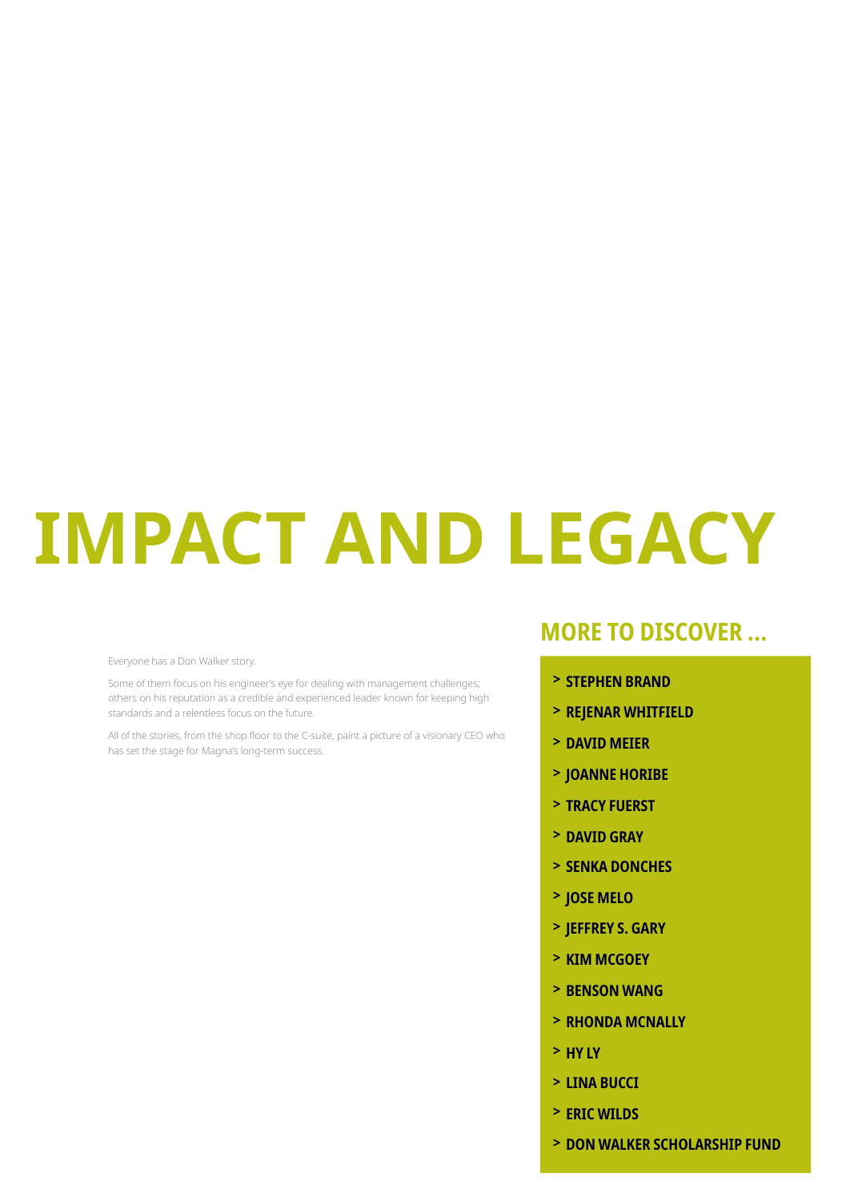# IMPACT AND LEGACY

Everyone has a Don Walker story.

Some of them focus on his engineer's eye for dealing with management challenges; others on his reputation as a credible and experienced leader known for keeping high standards and a relentless focus on the future.

All of the stories, from the shop floor to the C-suite, paint a picture of a visionary CEO who has set the stage for Magna's long-term success.

## MORE TO DISCOVER ...

- > **STEPHEN BRAND**
- > **REJENAR WHITFIELD**
- > **DAVID MEIER**
- > **JOANNE HORIBE**
- > **TRACY FUERST**
- > **DAVID GRAY**
- > **SENKA DONCHES**
- > **JOSE MELO**
- > **JEFFREY S. GARY**
- > **KIM MCGOEY**
- > **BENSON WANG**
- > **RHONDA MCNALLY**
- > **HY LY**
- > **LINA BUCCI**
- > **ERIC WILDS**
- > **DON WALKER SCHOLARSHIP FUND**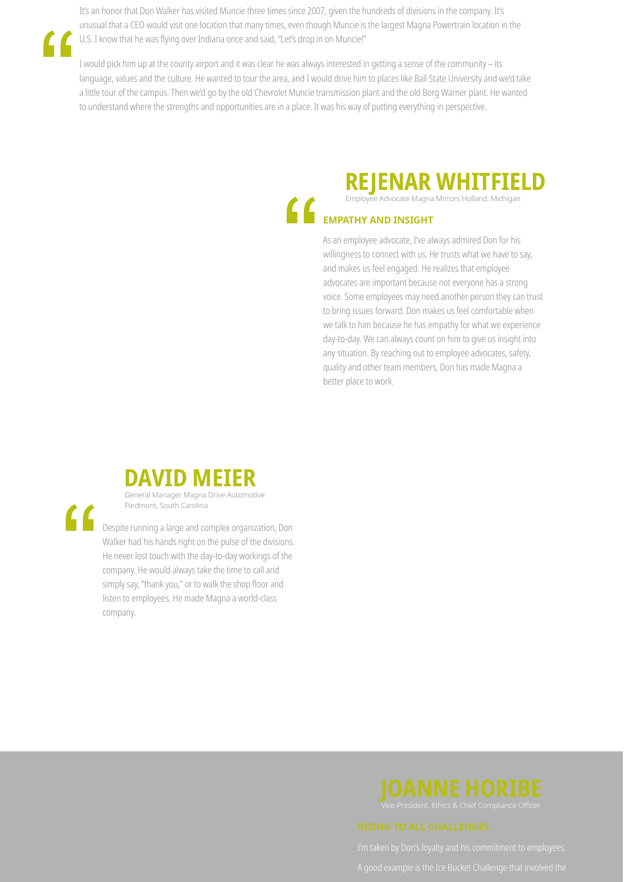It's an honor that Don Walker has visited Muncie three times since 2007, given the hundreds of divisions in the company. It's unusual that a CEO would visit one location that many times, even though Muncie is the largest Magna Powertrain location in the U.S. I know that he was flying over Indiana once and said, "Let's drop in on Muncie!"

I would pick him up at the county airport and it was clear he was always interested in getting a sense of the community – its language, values and the culture. He wanted to tour the area, and I would drive him to places like Ball State University and we'd take a little tour of the campus. Then we'd go by the old Chevrolet Muncie transmission plant and the old Borg Warner plant. He wanted to understand where the strengths and opportunities are in a place. It was his way of putting everything in perspective.

# REJENAR WHITFIELD

Employee Advocate Magna Mirrors Holland, Michigan

### EMPATHY AND INSIGHT

As an employee advocate, I've always admired Don for his willingness to connect with us. He trusts what we have to say, and makes us feel engaged. He realizes that employee advocates are important because not everyone has a strong voice. Some employees may need another person they can trust to bring issues forward. Don makes us feel comfortable when we talk to him because he has empathy for what we experience day-to-day. We can always count on him to give us insight into any situation. By reaching out to employee advocates, safety, quality and other team members, Don has made Magna a better place to work.

# DAVID MEIER

General Manager Magna Drive Automotive Piedmont, South Carolina

Despite running a large and complex organization, Don Walker had his hands right on the pulse of the divisions. He never lost touch with the day-to-day workings of the company. He would always take the time to call and simply say, "thank you," or to walk the shop floor and listen to employees. He made Magna a world-class company.

# JOANNE HORIBE

Vice-President, Ethics & Chief Compliance Officer

### RISING TO ALL CHALLENGES

I'm taken by Don's loyalty and his commitment to employees. A good example is the Ice Bucket Challenge that involved the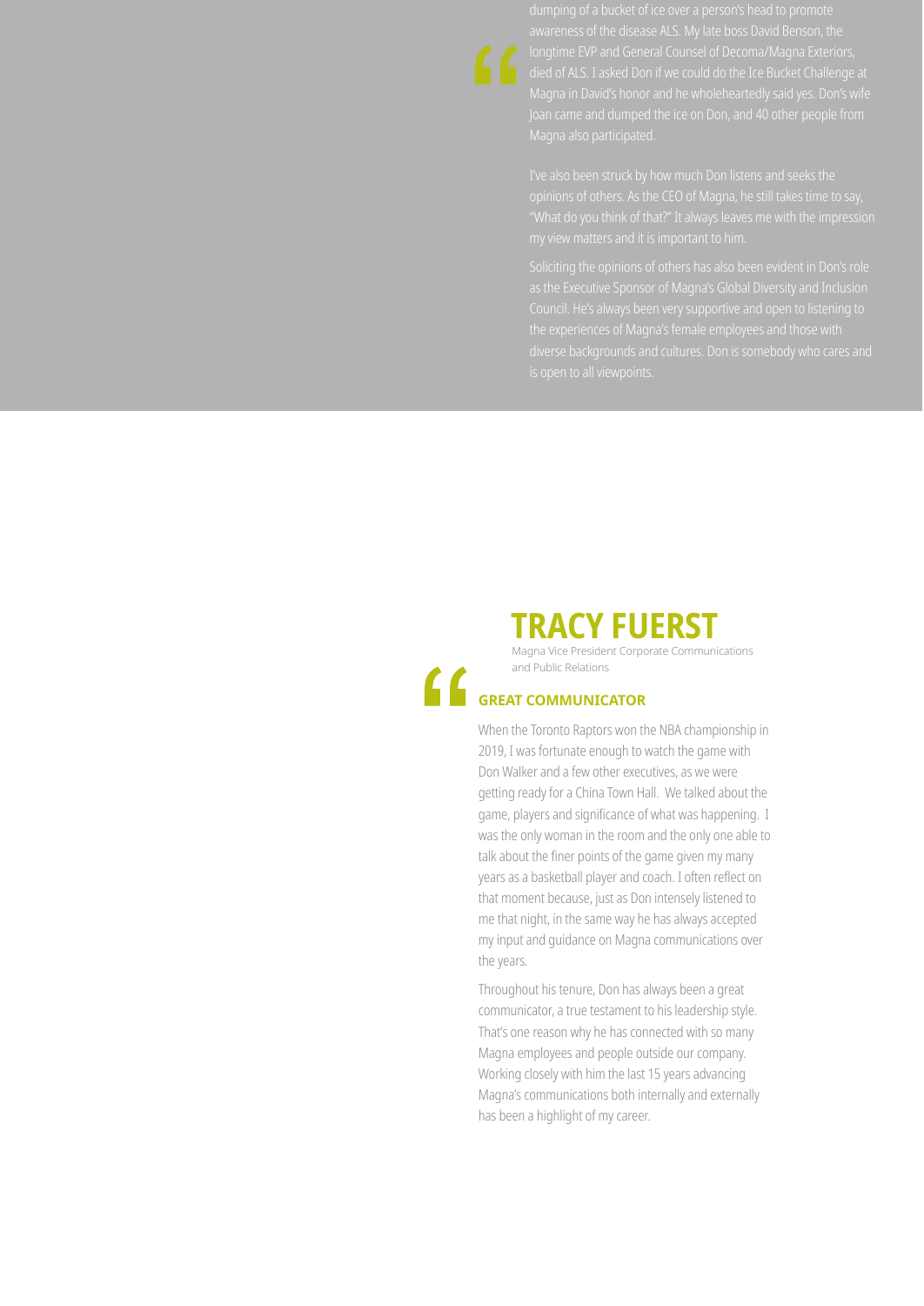dumping of a bucket of ice over a person's head to promote awareness of the disease ALS. My late boss David Benson, the longtime EVP and General Counsel of Decoma/Magna Exteriors, died of ALS. I asked Don if we could do the Ice Bucket Challenge at Magna in David's honor and he wholeheartedly said yes. Don's wife Joan came and dumped the ice on Don, and 40 other people from Magna also participated.

I've also been struck by how much Don listens and seeks the opinions of others. As the CEO of Magna, he still takes time to say, "What do you think of that?" It always leaves me with the impression my view matters and it is important to him.

Soliciting the opinions of others has also been evident in Don's role as the Executive Sponsor of Magna's Global Diversity and Inclusion Council. He's always been very supportive and open to listening to the experiences of Magna's female employees and those with diverse backgrounds and cultures. Don is somebody who cares and is open to all viewpoints.

## TRACY FUERST

Magna Vice President Corporate Communications and Public Relations

### GREAT COMMUNICATOR

When the Toronto Raptors won the NBA championship in 2019, I was fortunate enough to watch the game with Don Walker and a few other executives, as we were getting ready for a China Town Hall. We talked about the game, players and significance of what was happening. I was the only woman in the room and the only one able to talk about the finer points of the game given my many years as a basketball player and coach. I often reflect on that moment because, just as Don intensely listened to me that night, in the same way he has always accepted my input and guidance on Magna communications over the years.

Throughout his tenure, Don has always been a great communicator, a true testament to his leadership style. That's one reason why he has connected with so many Magna employees and people outside our company. Working closely with him the last 15 years advancing Magna's communications both internally and externally has been a highlight of my career.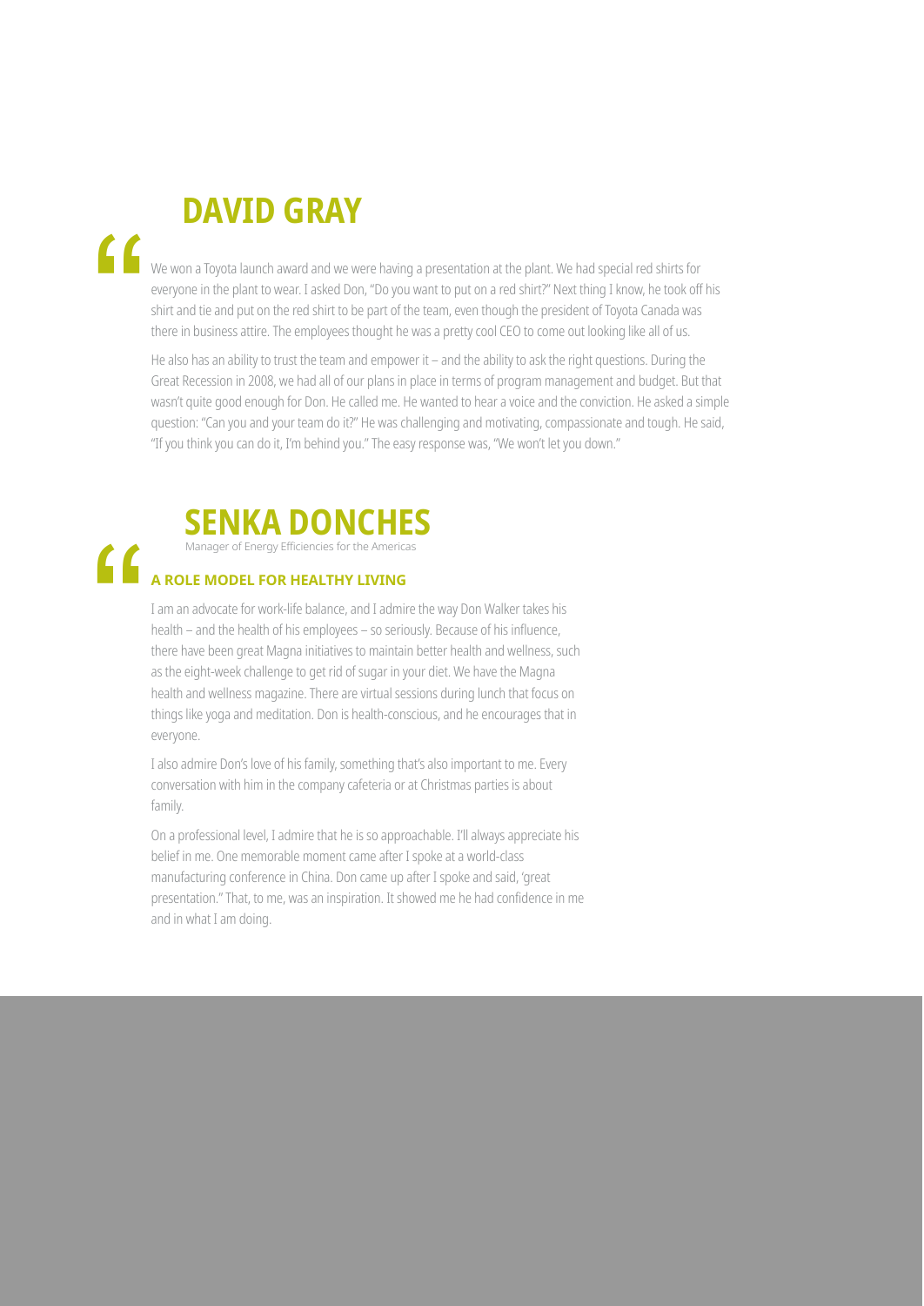## DAVID GRAY

"

We won a Toyota launch award and we were having a presentation at the plant. We had special red shirts for everyone in the plant to wear. I asked Don, "Do you want to put on a red shirt?" Next thing I know, he took off his shirt and tie and put on the red shirt to be part of the team, even though the president of Toyota Canada was there in business attire. The employees thought he was a pretty cool CEO to come out looking like all of us.

He also has an ability to trust the team and empower it – and the ability to ask the right questions. During the Great Recession in 2008, we had all of our plans in place in terms of program management and budget. But that wasn't quite good enough for Don. He called me. He wanted to hear a voice and the conviction. He asked a simple question: "Can you and your team do it?" He was challenging and motivating, compassionate and tough. He said, "If you think you can do it, I'm behind you." The easy response was, "We won't let you down."

## SENKA DONCHES

Manager of Energy Efficiencies for the Americas

"

**A ROLE MODEL FOR HEALTHY LIVING**

I am an advocate for work-life balance, and I admire the way Don Walker takes his health – and the health of his employees – so seriously. Because of his influence, there have been great Magna initiatives to maintain better health and wellness, such as the eight-week challenge to get rid of sugar in your diet. We have the Magna health and wellness magazine. There are virtual sessions during lunch that focus on things like yoga and meditation. Don is health-conscious, and he encourages that in everyone.

I also admire Don's love of his family, something that's also important to me. Every conversation with him in the company cafeteria or at Christmas parties is about family.

On a professional level, I admire that he is so approachable. I'll always appreciate his belief in me. One memorable moment came after I spoke at a world-class manufacturing conference in China. Don came up after I spoke and said, 'great presentation." That, to me, was an inspiration. It showed me he had confidence in me and in what I am doing.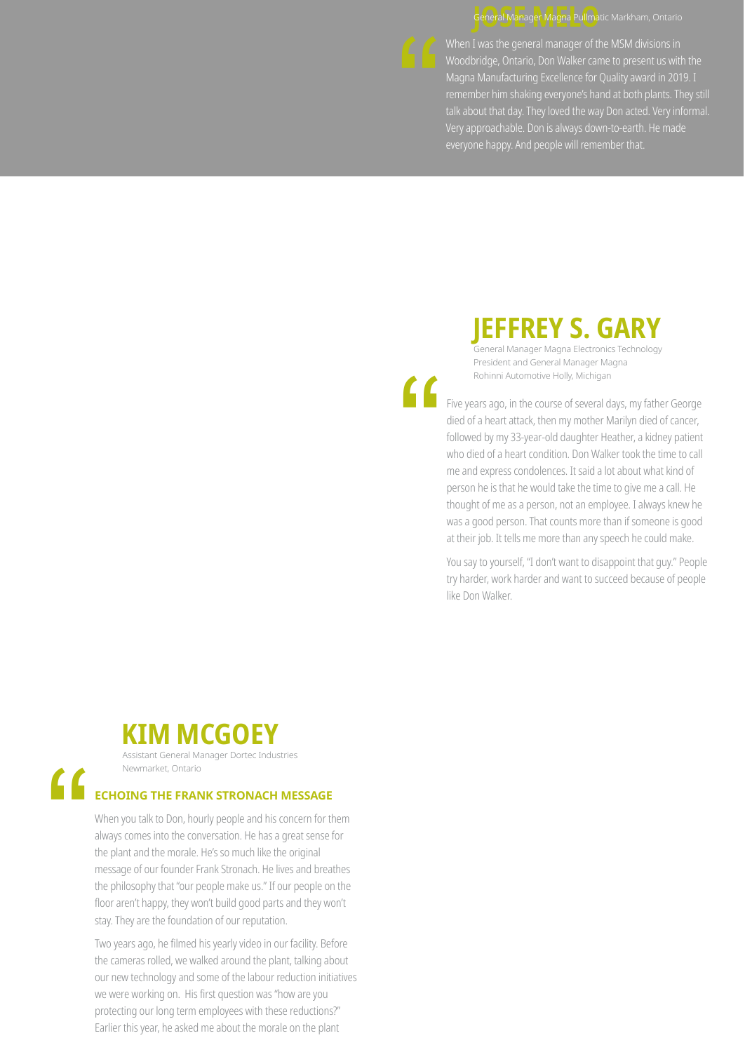## JOSE MELO

General Manager Magna Pullmatic Markham, Ontario

When I was the general manager of the MSM divisions in Woodbridge, Ontario, Don Walker came to present us with the Magna Manufacturing Excellence for Quality award in 2019. I remember him shaking everyone's hand at both plants. They still talk about that day. They loved the way Don acted. Very informal. Very approachable. Don is always down-to-earth. He made everyone happy. And people will remember that.

## JEFFREY S. GARY

General Manager Magna Electronics Technology
President and General Manager Magna
Rohinni Automotive Holly, Michigan

Five years ago, in the course of several days, my father George died of a heart attack, then my mother Marilyn died of cancer, followed by my 33-year-old daughter Heather, a kidney patient who died of a heart condition. Don Walker took the time to call me and express condolences. It said a lot about what kind of person he is that he would take the time to give me a call. He thought of me as a person, not an employee. I always knew he was a good person. That counts more than if someone is good at their job. It tells me more than any speech he could make.

You say to yourself, "I don't want to disappoint that guy." People try harder, work harder and want to succeed because of people like Don Walker.

## KIM MCGOEY

Assistant General Manager Dortec Industries
Newmarket, Ontario

### ECHOING THE FRANK STRONACH MESSAGE

When you talk to Don, hourly people and his concern for them always comes into the conversation. He has a great sense for the plant and the morale. He's so much like the original message of our founder Frank Stronach. He lives and breathes the philosophy that "our people make us." If our people on the floor aren't happy, they won't build good parts and they won't stay. They are the foundation of our reputation.

Two years ago, he filmed his yearly video in our facility. Before the cameras rolled, we walked around the plant, talking about our new technology and some of the labour reduction initiatives we were working on. His first question was "how are you protecting our long term employees with these reductions?" Earlier this year, he asked me about the morale on the plant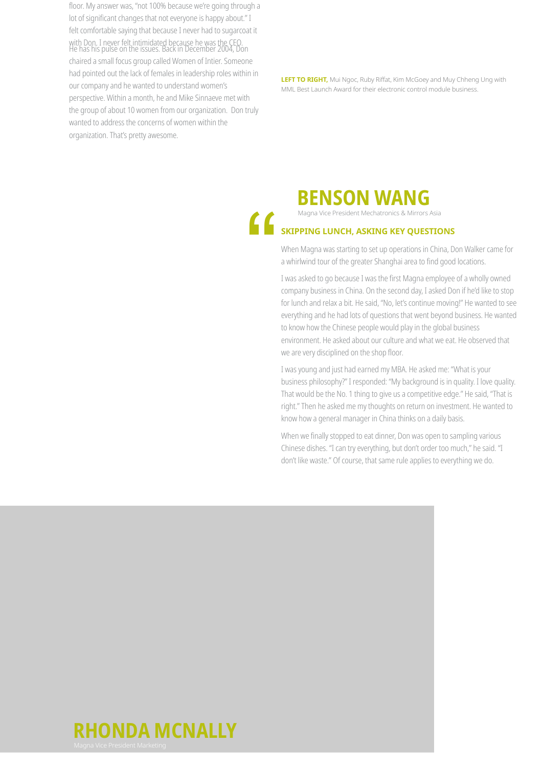floor. My answer was, "not 100% because we're going through a lot of significant changes that not everyone is happy about." I felt comfortable saying that because I never had to sugarcoat it with Don. I never felt intimidated because he was the CEO. He has his pulse on the issues. Back in December 2004, Don chaired a small focus group called Women of Intier. Someone had pointed out the lack of females in leadership roles within in our company and he wanted to understand women's perspective. Within a month, he and Mike Sinnaeve met with the group of about 10 women from our organization. Don truly wanted to address the concerns of women within the organization. That's pretty awesome.

**LEFT TO RIGHT,** Mui Ngoc, Ruby Riffat, Kim McGoey and Muy Chheng Ung with MML Best Launch Award for their electronic control module business.

## BENSON WANG

Magna Vice President Mechatronics & Mirrors Asia

### SKIPPING LUNCH, ASKING KEY QUESTIONS

When Magna was starting to set up operations in China, Don Walker came for a whirlwind tour of the greater Shanghai area to find good locations.

I was asked to go because I was the first Magna employee of a wholly owned company business in China. On the second day, I asked Don if he'd like to stop for lunch and relax a bit. He said, "No, let's continue moving!" He wanted to see everything and he had lots of questions that went beyond business. He wanted to know how the Chinese people would play in the global business environment. He asked about our culture and what we eat. He observed that we are very disciplined on the shop floor.

I was young and just had earned my MBA. He asked me: "What is your business philosophy?" I responded: "My background is in quality. I love quality. That would be the No. 1 thing to give us a competitive edge." He said, "That is right." Then he asked me my thoughts on return on investment. He wanted to know how a general manager in China thinks on a daily basis.

When we finally stopped to eat dinner, Don was open to sampling various Chinese dishes. "I can try everything, but don't order too much," he said. "I don't like waste." Of course, that same rule applies to everything we do.

## RHONDA MCNALLY

Magna Vice President Marketing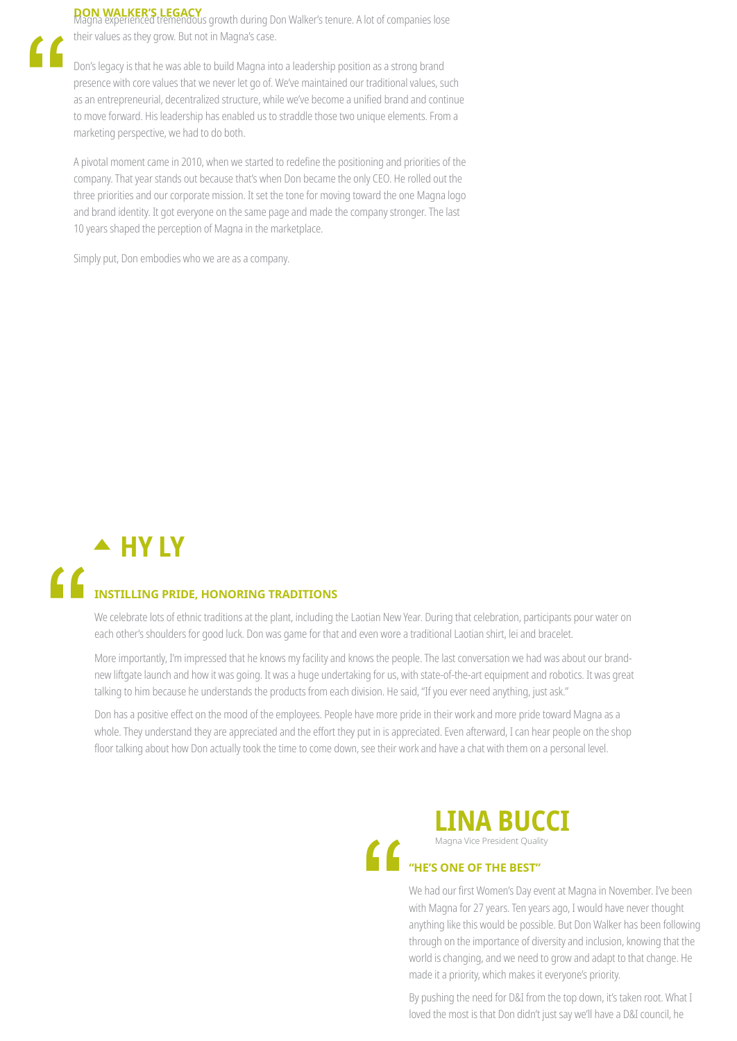**DON WALKER'S LEGACY**

Magna experienced tremendous growth during Don Walker's tenure. A lot of companies lose their values as they grow. But not in Magna's case.

Don's legacy is that he was able to build Magna into a leadership position as a strong brand presence with core values that we never let go of. We've maintained our traditional values, such as an entrepreneurial, decentralized structure, while we've become a unified brand and continue to move forward. His leadership has enabled us to straddle those two unique elements. From a marketing perspective, we had to do both.

A pivotal moment came in 2010, when we started to redefine the positioning and priorities of the company. That year stands out because that's when Don became the only CEO. He rolled out the three priorities and our corporate mission. It set the tone for moving toward the one Magna logo and brand identity. It got everyone on the same page and made the company stronger. The last 10 years shaped the perception of Magna in the marketplace.

Simply put, Don embodies who we are as a company.

## HY LY

**INSTILLING PRIDE, HONORING TRADITIONS**

We celebrate lots of ethnic traditions at the plant, including the Laotian New Year. During that celebration, participants pour water on each other's shoulders for good luck. Don was game for that and even wore a traditional Laotian shirt, lei and bracelet.

More importantly, I'm impressed that he knows my facility and knows the people. The last conversation we had was about our brand-new liftgate launch and how it was going. It was a huge undertaking for us, with state-of-the-art equipment and robotics. It was great talking to him because he understands the products from each division. He said, "If you ever need anything, just ask."

Don has a positive effect on the mood of the employees. People have more pride in their work and more pride toward Magna as a whole. They understand they are appreciated and the effort they put in is appreciated. Even afterward, I can hear people on the shop floor talking about how Don actually took the time to come down, see their work and have a chat with them on a personal level.

## LINA BUCCI

Magna Vice President Quality

**"HE'S ONE OF THE BEST"**

We had our first Women's Day event at Magna in November. I've been with Magna for 27 years. Ten years ago, I would have never thought anything like this would be possible. But Don Walker has been following through on the importance of diversity and inclusion, knowing that the world is changing, and we need to grow and adapt to that change. He made it a priority, which makes it everyone's priority.

By pushing the need for D&I from the top down, it's taken root. What I loved the most is that Don didn't just say we'll have a D&I council, he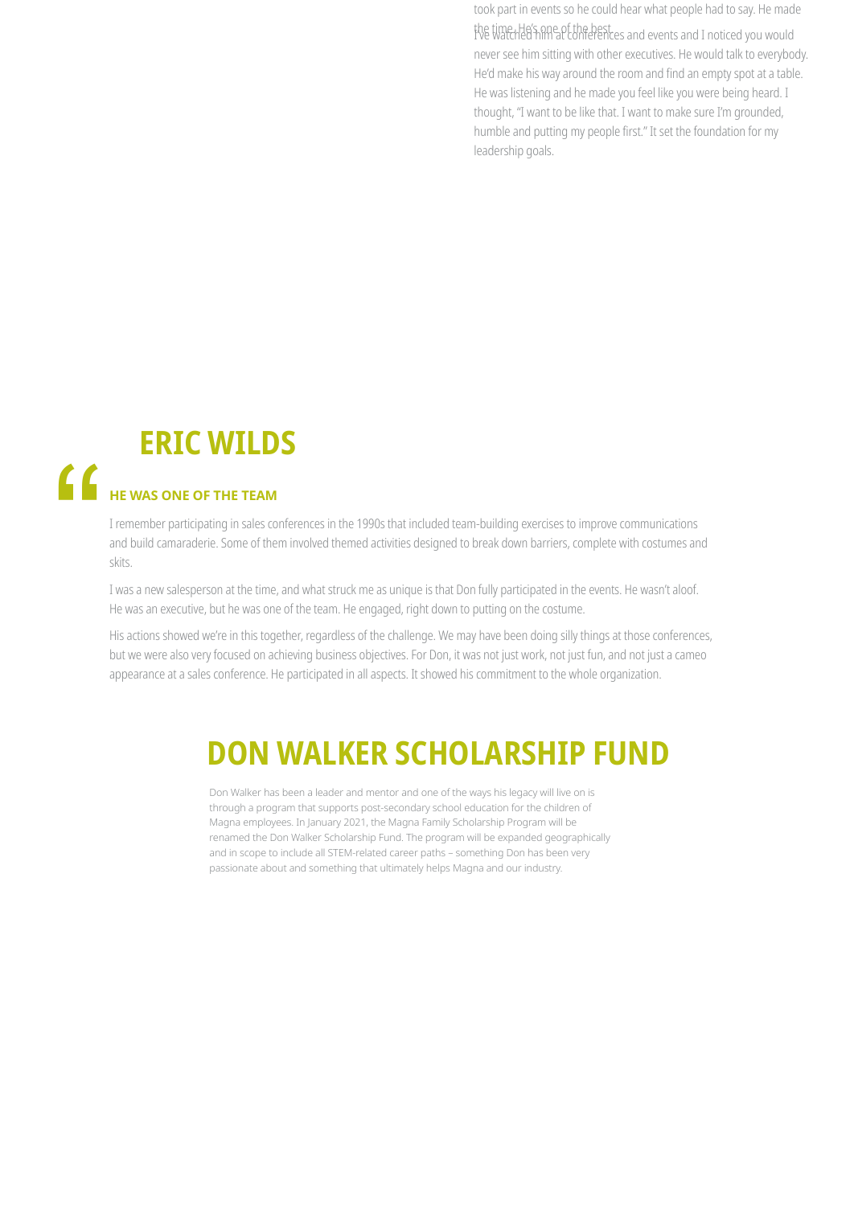took part in events so he could hear what people had to say. He made the time. He's one of the best.

I've watched him at conferences and events and I noticed you would never see him sitting with other executives. He would talk to everybody. He'd make his way around the room and find an empty spot at a table. He was listening and he made you feel like you were being heard. I thought, "I want to be like that. I want to make sure I'm grounded, humble and putting my people first." It set the foundation for my leadership goals.

## ERIC WILDS

**HE WAS ONE OF THE TEAM**

I remember participating in sales conferences in the 1990s that included team-building exercises to improve communications and build camaraderie. Some of them involved themed activities designed to break down barriers, complete with costumes and skits.

I was a new salesperson at the time, and what struck me as unique is that Don fully participated in the events. He wasn't aloof. He was an executive, but he was one of the team. He engaged, right down to putting on the costume.

His actions showed we're in this together, regardless of the challenge. We may have been doing silly things at those conferences, but we were also very focused on achieving business objectives. For Don, it was not just work, not just fun, and not just a cameo appearance at a sales conference. He participated in all aspects. It showed his commitment to the whole organization.

## DON WALKER SCHOLARSHIP FUND

Don Walker has been a leader and mentor and one of the ways his legacy will live on is through a program that supports post-secondary school education for the children of Magna employees. In January 2021, the Magna Family Scholarship Program will be renamed the Don Walker Scholarship Fund. The program will be expanded geographically and in scope to include all STEM-related career paths – something Don has been very passionate about and something that ultimately helps Magna and our industry.